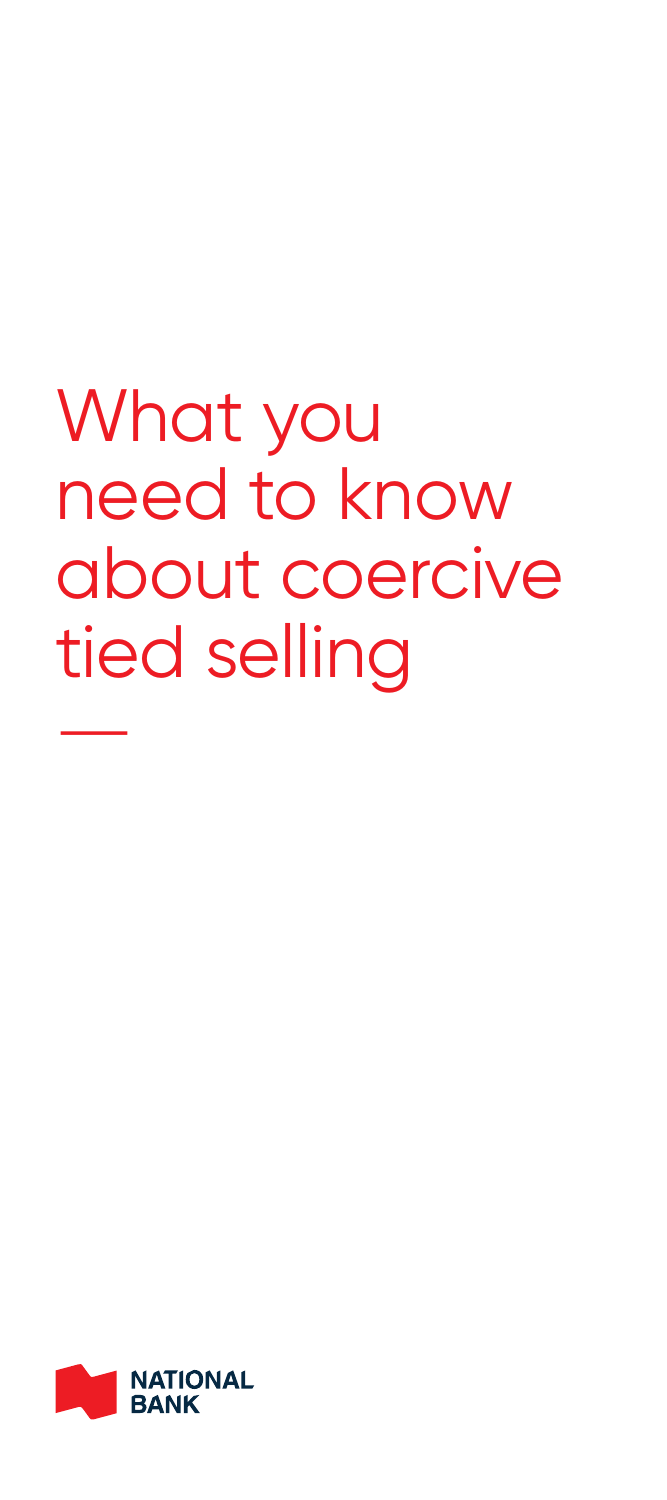# What you need to know about coercive tied selling

NATIONAL BANK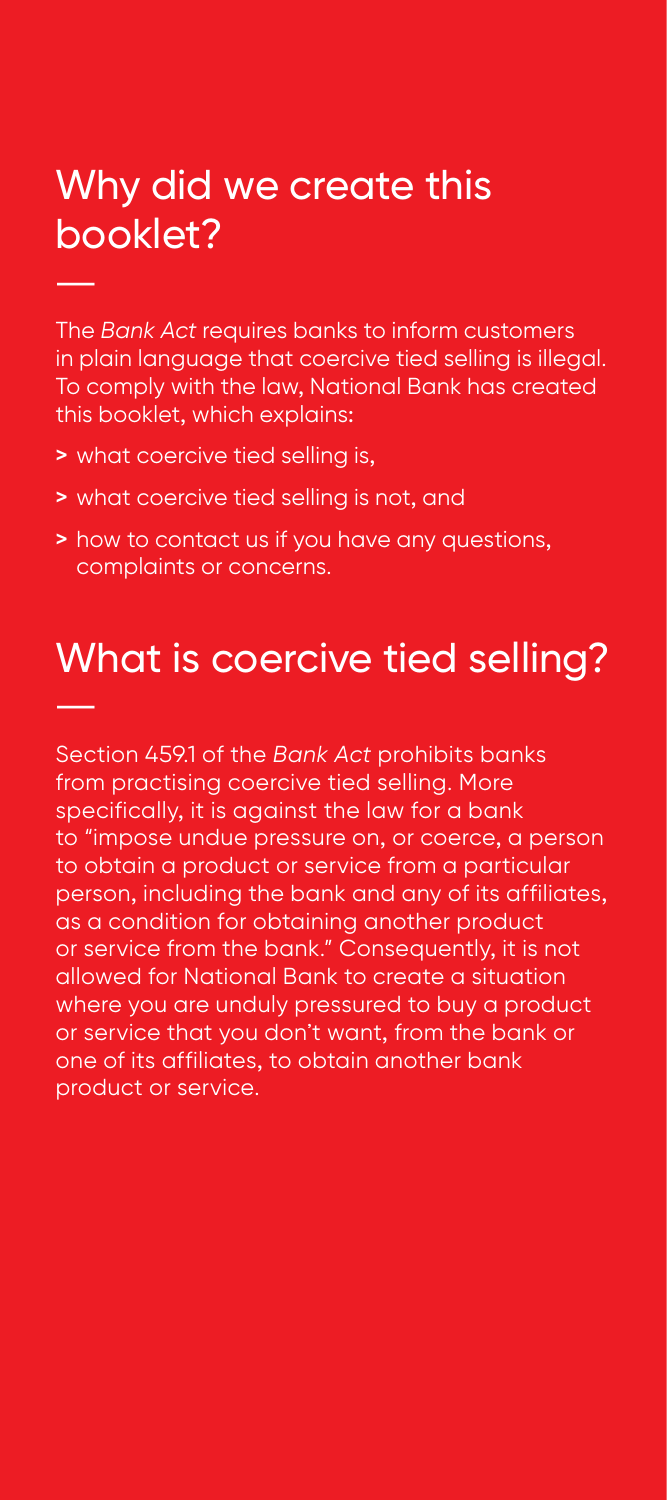## Why did we create this booklet?

The *Bank Act* requires banks to inform customers in plain language that coercive tied selling is illegal. To comply with the law, National Bank has created this booklet, which explains:

- what coercive tied selling is,
- what coercive tied selling is not, and
- how to contact us if you have any questions, complaints or concerns.

## What is coercive tied selling?

Section 459.1 of the *Bank Act* prohibits banks from practising coercive tied selling. More specifically, it is against the law for a bank to "impose undue pressure on, or coerce, a person to obtain a product or service from a particular person, including the bank and any of its affiliates, as a condition for obtaining another product or service from the bank." Consequently, it is not allowed for National Bank to create a situation where you are unduly pressured to buy a product or service that you don't want, from the bank or one of its affiliates, to obtain another bank product or service.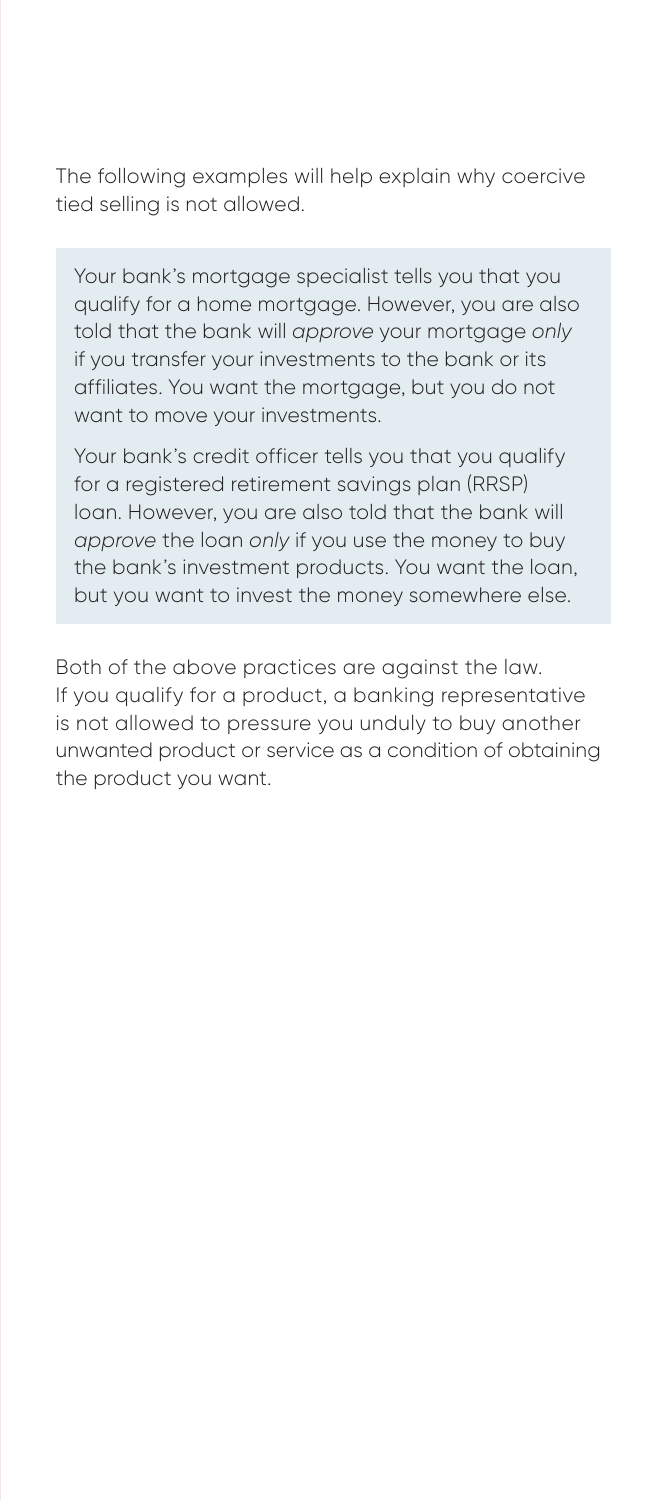The following examples will help explain why coercive tied selling is not allowed.

> Your bank's mortgage specialist tells you that you qualify for a home mortgage. However, you are also told that the bank will *approve* your mortgage *only* if you transfer your investments to the bank or its affiliates. You want the mortgage, but you do not want to move your investments.
>
> Your bank's credit officer tells you that you qualify for a registered retirement savings plan (RRSP) loan. However, you are also told that the bank will *approve* the loan *only* if you use the money to buy the bank's investment products. You want the loan, but you want to invest the money somewhere else.

Both of the above practices are against the law. If you qualify for a product, a banking representative is not allowed to pressure you unduly to buy another unwanted product or service as a condition of obtaining the product you want.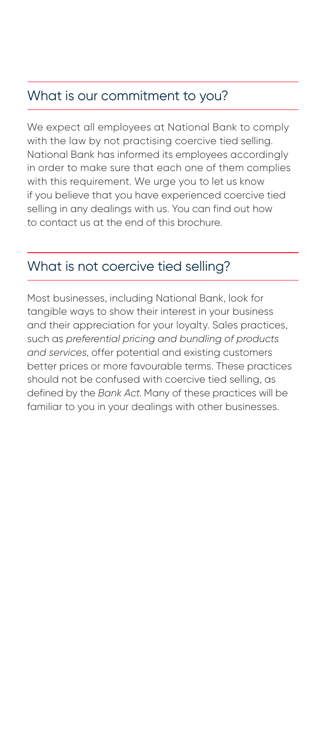## What is our commitment to you?

We expect all employees at National Bank to comply with the law by not practising coercive tied selling. National Bank has informed its employees accordingly in order to make sure that each one of them complies with this requirement. We urge you to let us know if you believe that you have experienced coercive tied selling in any dealings with us. You can find out how to contact us at the end of this brochure.

## What is not coercive tied selling?

Most businesses, including National Bank, look for tangible ways to show their interest in your business and their appreciation for your loyalty. Sales practices, such as *preferential pricing and bundling of products and services*, offer potential and existing customers better prices or more favourable terms. These practices should not be confused with coercive tied selling, as defined by the *Bank Act*. Many of these practices will be familiar to you in your dealings with other businesses.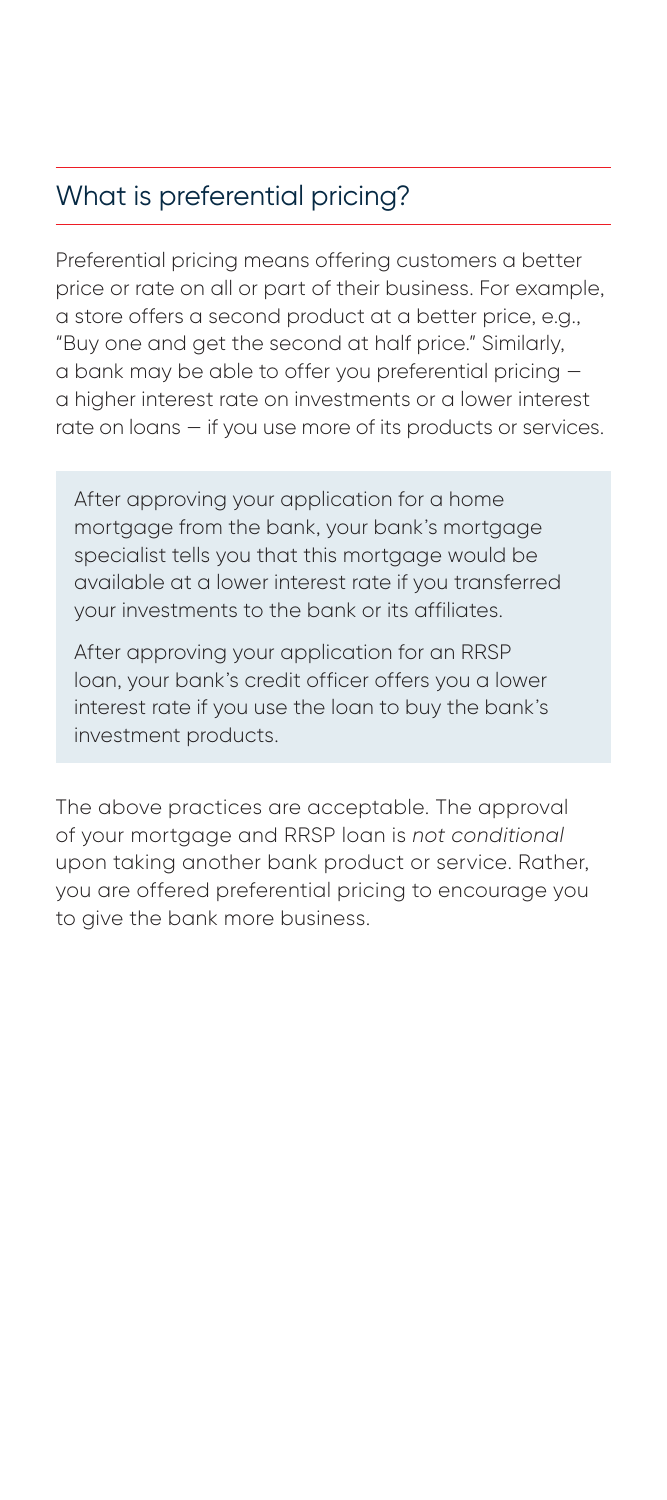## What is preferential pricing?

Preferential pricing means offering customers a better price or rate on all or part of their business. For example, a store offers a second product at a better price, e.g., "Buy one and get the second at half price." Similarly, a bank may be able to offer you preferential pricing — a higher interest rate on investments or a lower interest rate on loans — if you use more of its products or services.

> After approving your application for a home mortgage from the bank, your bank's mortgage specialist tells you that this mortgage would be available at a lower interest rate if you transferred your investments to the bank or its affiliates.
>
> After approving your application for an RRSP loan, your bank's credit officer offers you a lower interest rate if you use the loan to buy the bank's investment products.

The above practices are acceptable. The approval of your mortgage and RRSP loan is *not conditional* upon taking another bank product or service. Rather, you are offered preferential pricing to encourage you to give the bank more business.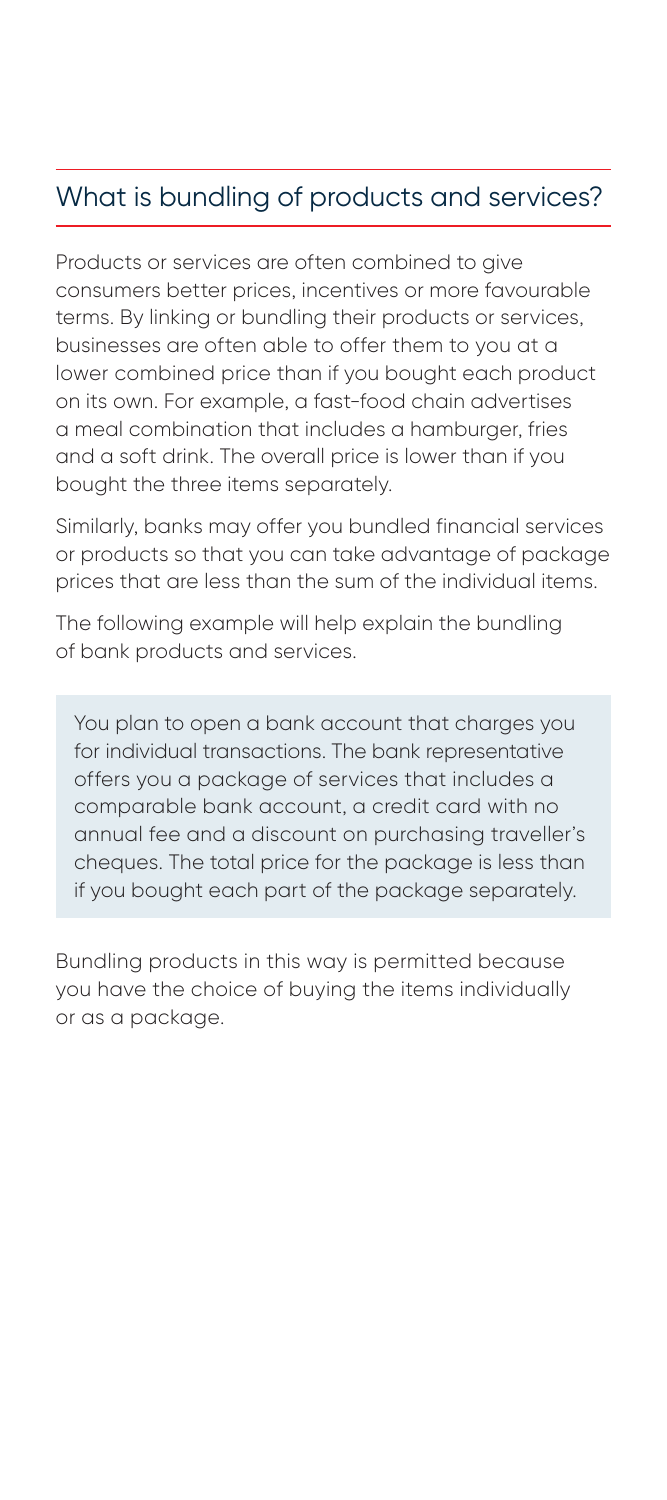## What is bundling of products and services?

Products or services are often combined to give consumers better prices, incentives or more favourable terms. By linking or bundling their products or services, businesses are often able to offer them to you at a lower combined price than if you bought each product on its own. For example, a fast-food chain advertises a meal combination that includes a hamburger, fries and a soft drink. The overall price is lower than if you bought the three items separately.

Similarly, banks may offer you bundled financial services or products so that you can take advantage of package prices that are less than the sum of the individual items.

The following example will help explain the bundling of bank products and services.

> You plan to open a bank account that charges you for individual transactions. The bank representative offers you a package of services that includes a comparable bank account, a credit card with no annual fee and a discount on purchasing traveller's cheques. The total price for the package is less than if you bought each part of the package separately.

Bundling products in this way is permitted because you have the choice of buying the items individually or as a package.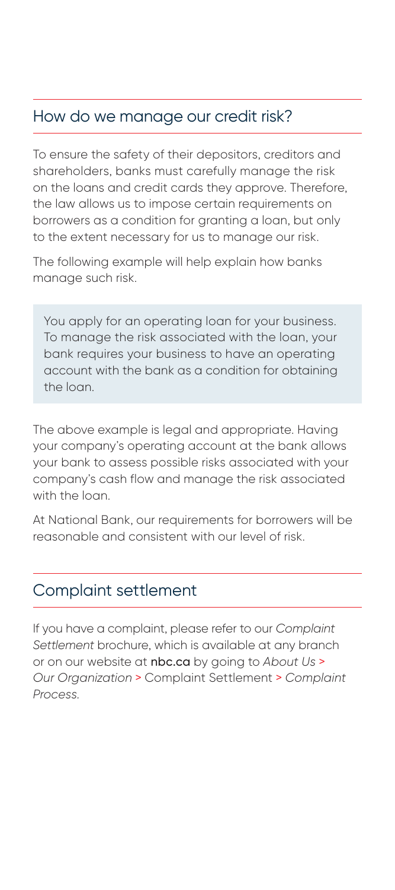## How do we manage our credit risk?

To ensure the safety of their depositors, creditors and shareholders, banks must carefully manage the risk on the loans and credit cards they approve. Therefore, the law allows us to impose certain requirements on borrowers as a condition for granting a loan, but only to the extent necessary for us to manage our risk.

The following example will help explain how banks manage such risk.

> You apply for an operating loan for your business. To manage the risk associated with the loan, your bank requires your business to have an operating account with the bank as a condition for obtaining the loan.

The above example is legal and appropriate. Having your company's operating account at the bank allows your bank to assess possible risks associated with your company's cash flow and manage the risk associated with the loan.

At National Bank, our requirements for borrowers will be reasonable and consistent with our level of risk.

## Complaint settlement

If you have a complaint, please refer to our *Complaint Settlement* brochure, which is available at any branch or on our website at **nbc.ca** by going to *About Us* > *Our Organization* > Complaint Settlement > *Complaint Process.*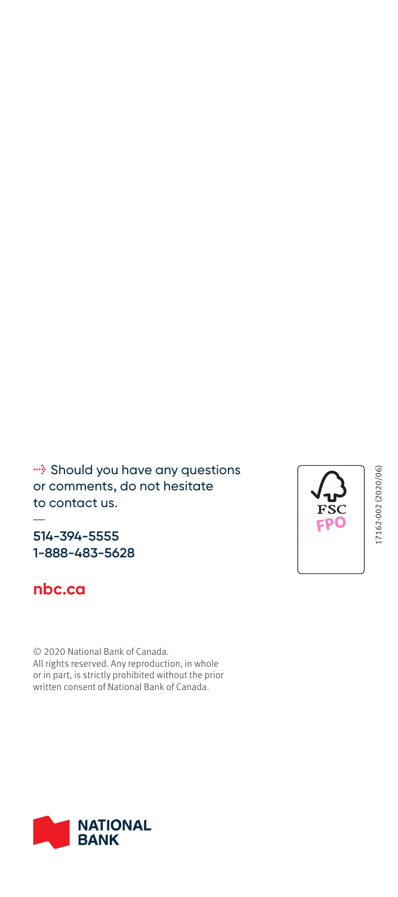⇢ Should you have any questions or comments, do not hesitate to contact us.

—

**514-394-5555**
**1-888-483-5628**

**nbc.ca**

FSC
FPO

17162-002 (2020/06)

© 2020 National Bank of Canada.
All rights reserved. Any reproduction, in whole or in part, is strictly prohibited without the prior written consent of National Bank of Canada.

NATIONAL
BANK